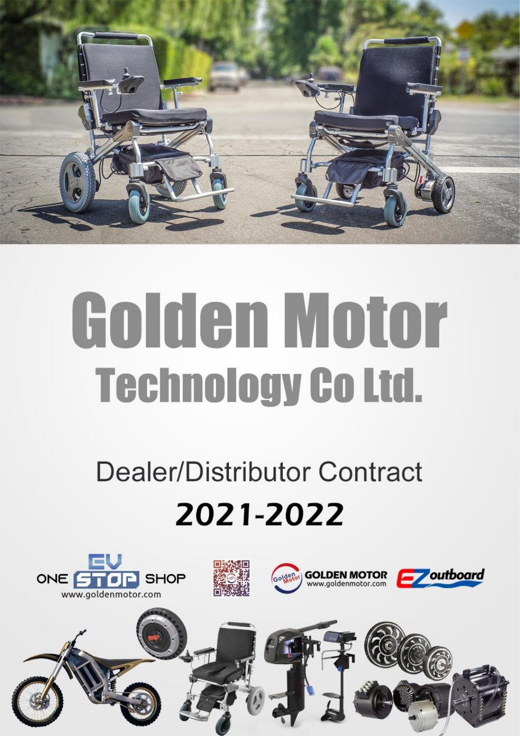# Golden Motor Technology Co Ltd.

## Dealer/Distributor Contract

## 2021-2022

ONE EV STOP SHOP
www.goldenmotor.com

GOLDEN MOTOR
www.goldenmotor.com

EZoutboard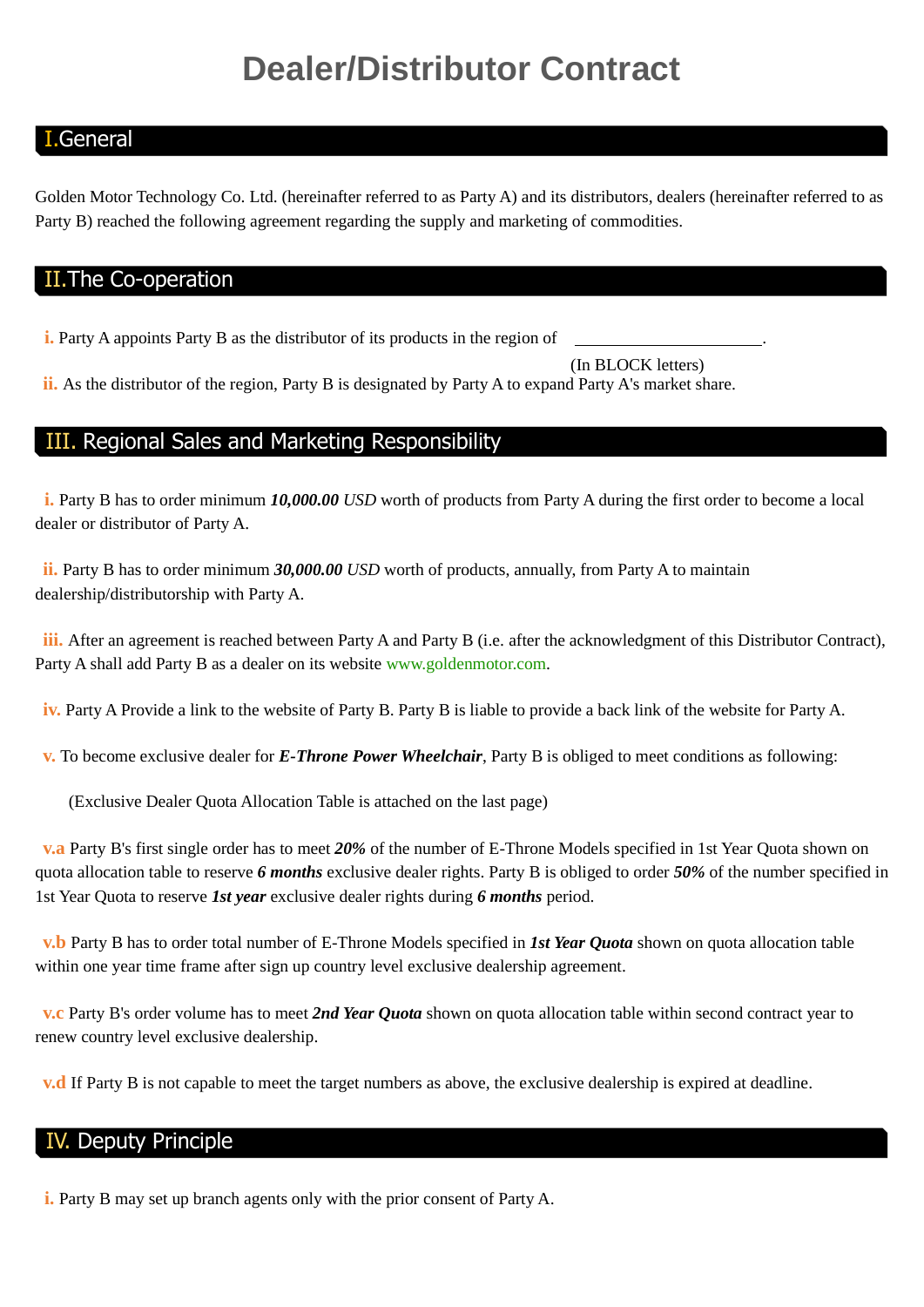# Dealer/Distributor Contract

## I. General

Golden Motor Technology Co. Ltd. (hereinafter referred to as Party A) and its distributors, dealers (hereinafter referred to as Party B) reached the following agreement regarding the supply and marketing of commodities.

## II. The Co-operation

**i.** Party A appoints Party B as the distributor of its products in the region of ______________________.

(In BLOCK letters)

**ii.** As the distributor of the region, Party B is designated by Party A to expand Party A's market share.

## III. Regional Sales and Marketing Responsibility

**i.** Party B has to order minimum ***10,000.00*** *USD* worth of products from Party A during the first order to become a local dealer or distributor of Party A.

**ii.** Party B has to order minimum ***30,000.00*** *USD* worth of products, annually, from Party A to maintain dealership/distributorship with Party A.

**iii.** After an agreement is reached between Party A and Party B (i.e. after the acknowledgment of this Distributor Contract), Party A shall add Party B as a dealer on its website www.goldenmotor.com.

**iv.** Party A Provide a link to the website of Party B. Party B is liable to provide a back link of the website for Party A.

**v.** To become exclusive dealer for ***E-Throne Power Wheelchair***, Party B is obliged to meet conditions as following:

(Exclusive Dealer Quota Allocation Table is attached on the last page)

**v.a** Party B's first single order has to meet ***20%*** of the number of E-Throne Models specified in 1st Year Quota shown on quota allocation table to reserve ***6 months*** exclusive dealer rights. Party B is obliged to order ***50%*** of the number specified in 1st Year Quota to reserve ***1st year*** exclusive dealer rights during ***6 months*** period.

**v.b** Party B has to order total number of E-Throne Models specified in ***1st Year Quota*** shown on quota allocation table within one year time frame after sign up country level exclusive dealership agreement.

**v.c** Party B's order volume has to meet ***2nd Year Quota*** shown on quota allocation table within second contract year to renew country level exclusive dealership.

**v.d** If Party B is not capable to meet the target numbers as above, the exclusive dealership is expired at deadline.

## IV. Deputy Principle

**i.** Party B may set up branch agents only with the prior consent of Party A.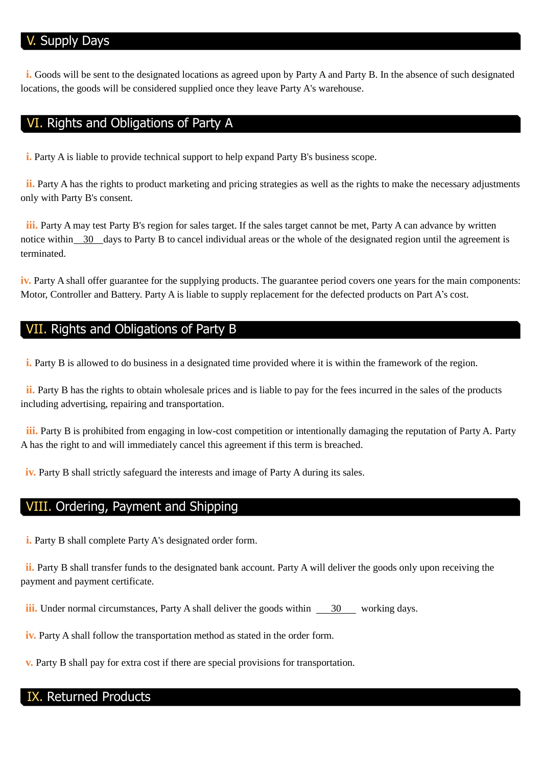## V. Supply Days

**i.** Goods will be sent to the designated locations as agreed upon by Party A and Party B. In the absence of such designated locations, the goods will be considered supplied once they leave Party A's warehouse.

## VI. Rights and Obligations of Party A

**i.** Party A is liable to provide technical support to help expand Party B's business scope.

**ii.** Party A has the rights to product marketing and pricing strategies as well as the rights to make the necessary adjustments only with Party B's consent.

**iii.** Party A may test Party B's region for sales target. If the sales target cannot be met, Party A can advance by written notice within 30 days to Party B to cancel individual areas or the whole of the designated region until the agreement is terminated.

**iv.** Party A shall offer guarantee for the supplying products. The guarantee period covers one years for the main components: Motor, Controller and Battery. Party A is liable to supply replacement for the defected products on Part A’s cost.

## VII. Rights and Obligations of Party B

**i.** Party B is allowed to do business in a designated time provided where it is within the framework of the region.

**ii.** Party B has the rights to obtain wholesale prices and is liable to pay for the fees incurred in the sales of the products including advertising, repairing and transportation.

**iii.** Party B is prohibited from engaging in low-cost competition or intentionally damaging the reputation of Party A. Party A has the right to and will immediately cancel this agreement if this term is breached.

**iv.** Party B shall strictly safeguard the interests and image of Party A during its sales.

## VIII. Ordering, Payment and Shipping

**i.** Party B shall complete Party A's designated order form.

**ii.** Party B shall transfer funds to the designated bank account. Party A will deliver the goods only upon receiving the payment and payment certificate.

**iii.** Under normal circumstances, Party A shall deliver the goods within 30 working days.

**iv.** Party A shall follow the transportation method as stated in the order form.

**v.** Party B shall pay for extra cost if there are special provisions for transportation.

## IX. Returned Products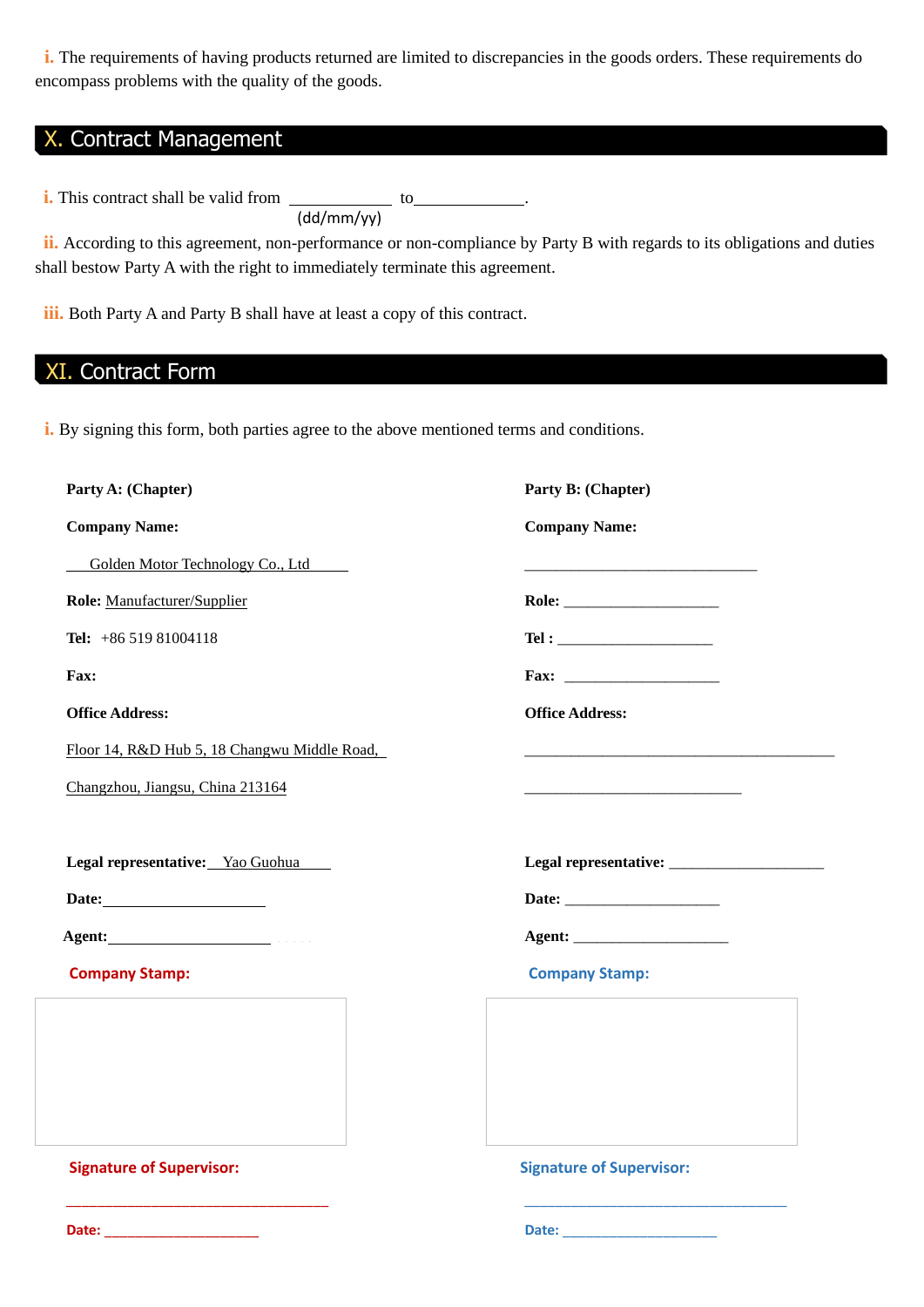i. The requirements of having products returned are limited to discrepancies in the goods orders. These requirements do encompass problems with the quality of the goods.

## X. Contract Management

i. This contract shall be valid from ____________ to_____________.
(dd/mm/yy)

ii. According to this agreement, non-performance or non-compliance by Party B with regards to its obligations and duties shall bestow Party A with the right to immediately terminate this agreement.

iii. Both Party A and Party B shall have at least a copy of this contract.

## XI. Contract Form

i. By signing this form, both parties agree to the above mentioned terms and conditions.

**Party A: (Chapter)**

**Company Name:**

Golden Motor Technology Co., Ltd

**Role:** Manufacturer/Supplier

**Tel:** +86 519 81004118

**Fax:**

**Office Address:**

Floor 14, R&D Hub 5, 18 Changwu Middle Road,

Changzhou, Jiangsu, China 213164

**Legal representative:** Yao Guohua

**Date:**____________________

**Agent:**____________________

**Company Stamp:**

**Signature of Supervisor:**

________________________________

**Date:** ____________________

**Party B: (Chapter)**

**Company Name:**

______________________________

**Role:** ____________________

**Tel :** ____________________

**Fax:** ____________________

**Office Address:**

________________________________________

____________________________

**Legal representative:** ____________________

**Date:** ____________________

**Agent:** ____________________

**Company Stamp:**

**Signature of Supervisor:**

________________________________

**Date:** ____________________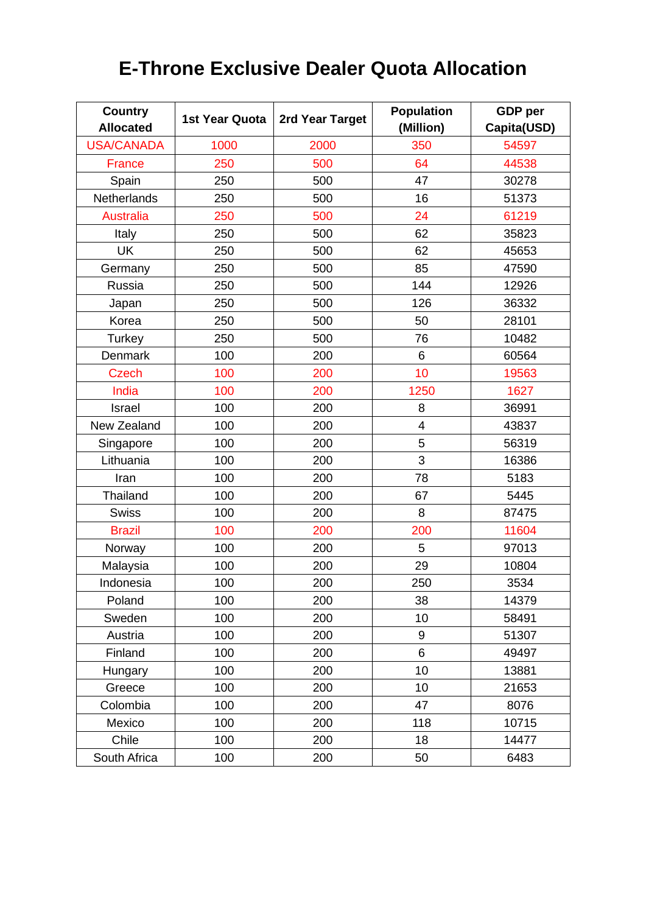# E-Throne Exclusive Dealer Quota Allocation

| Country Allocated | 1st Year Quota | 2rd Year Target | Population (Million) | GDP per Capita(USD) |
|---|---|---|---|---|
| USA/CANADA | 1000 | 2000 | 350 | 54597 |
| France | 250 | 500 | 64 | 44538 |
| Spain | 250 | 500 | 47 | 30278 |
| Netherlands | 250 | 500 | 16 | 51373 |
| Australia | 250 | 500 | 24 | 61219 |
| Italy | 250 | 500 | 62 | 35823 |
| UK | 250 | 500 | 62 | 45653 |
| Germany | 250 | 500 | 85 | 47590 |
| Russia | 250 | 500 | 144 | 12926 |
| Japan | 250 | 500 | 126 | 36332 |
| Korea | 250 | 500 | 50 | 28101 |
| Turkey | 250 | 500 | 76 | 10482 |
| Denmark | 100 | 200 | 6 | 60564 |
| Czech | 100 | 200 | 10 | 19563 |
| India | 100 | 200 | 1250 | 1627 |
| Israel | 100 | 200 | 8 | 36991 |
| New Zealand | 100 | 200 | 4 | 43837 |
| Singapore | 100 | 200 | 5 | 56319 |
| Lithuania | 100 | 200 | 3 | 16386 |
| Iran | 100 | 200 | 78 | 5183 |
| Thailand | 100 | 200 | 67 | 5445 |
| Swiss | 100 | 200 | 8 | 87475 |
| Brazil | 100 | 200 | 200 | 11604 |
| Norway | 100 | 200 | 5 | 97013 |
| Malaysia | 100 | 200 | 29 | 10804 |
| Indonesia | 100 | 200 | 250 | 3534 |
| Poland | 100 | 200 | 38 | 14379 |
| Sweden | 100 | 200 | 10 | 58491 |
| Austria | 100 | 200 | 9 | 51307 |
| Finland | 100 | 200 | 6 | 49497 |
| Hungary | 100 | 200 | 10 | 13881 |
| Greece | 100 | 200 | 10 | 21653 |
| Colombia | 100 | 200 | 47 | 8076 |
| Mexico | 100 | 200 | 118 | 10715 |
| Chile | 100 | 200 | 18 | 14477 |
| South Africa | 100 | 200 | 50 | 6483 |